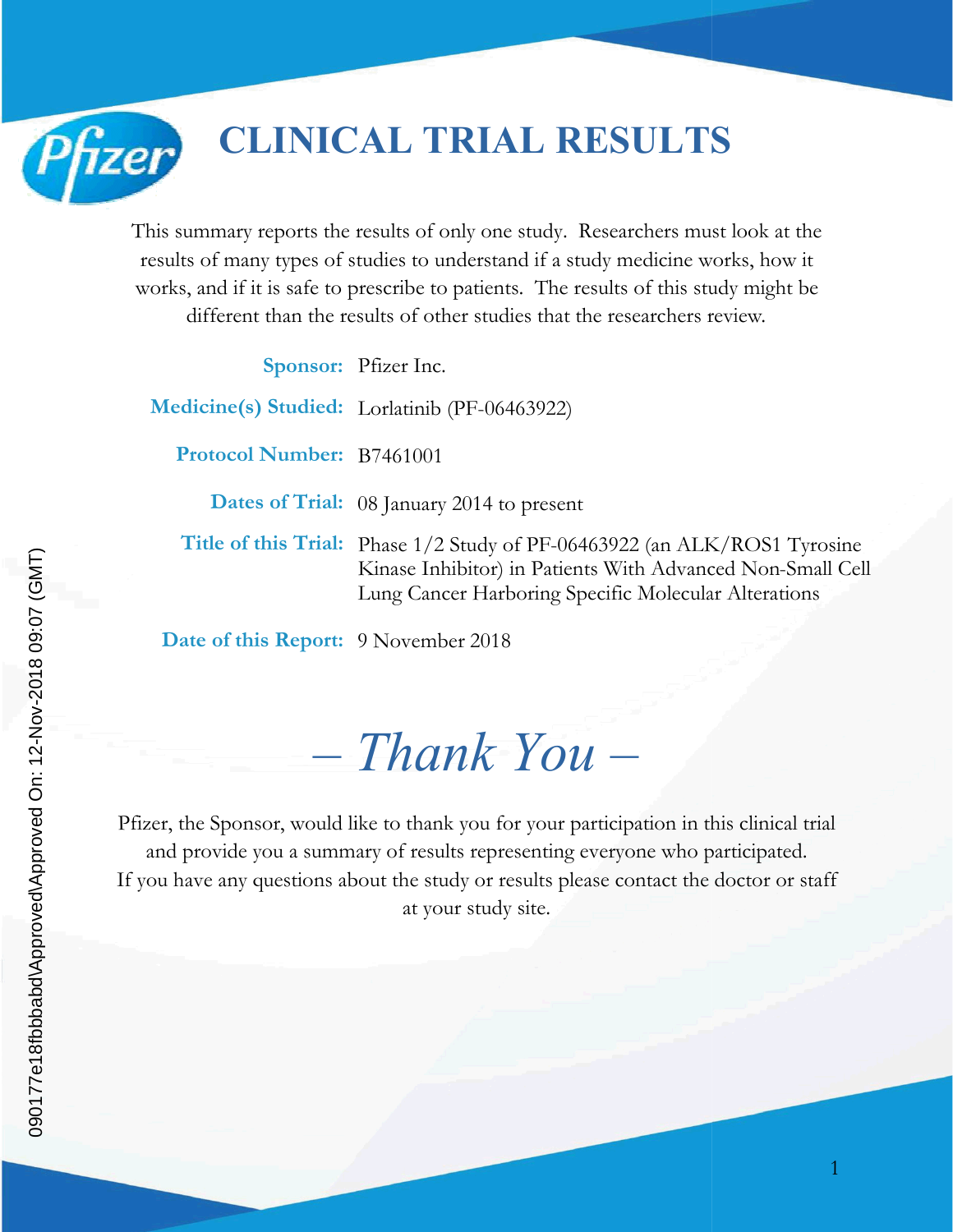# CLINICAL TRIAL RESULTS

This summary reports the results of only one study. Researchers must look at the results of many types of studies to understand if a study medicine works, how it works, and if it is safe to prescribe to patients. The results of this study might be different than the results of other studies that the researchers review.

**Sponsor:** Pfizer Inc.

**Medicine(s) Studied:** Lorlatinib (PF-06463922)

**Protocol Number:** B7461001

**Dates of Trial:** 08 January 2014 to present

**Title of this Trial:** Phase 1/2 Study of PF-06463922 (an ALK/ROS1 Tyrosine Kinase Inhibitor) in Patients With Advanced Non-Small Cell Lung Cancer Harboring Specific Molecular Alterations

**Date of this Report:** 9 November 2018

## *– Thank You –*

Pfizer, the Sponsor, would like to thank you for your participation in this clinical trial and provide you a summary of results representing everyone who participated. If you have any questions about the study or results please contact the doctor or staff at your study site.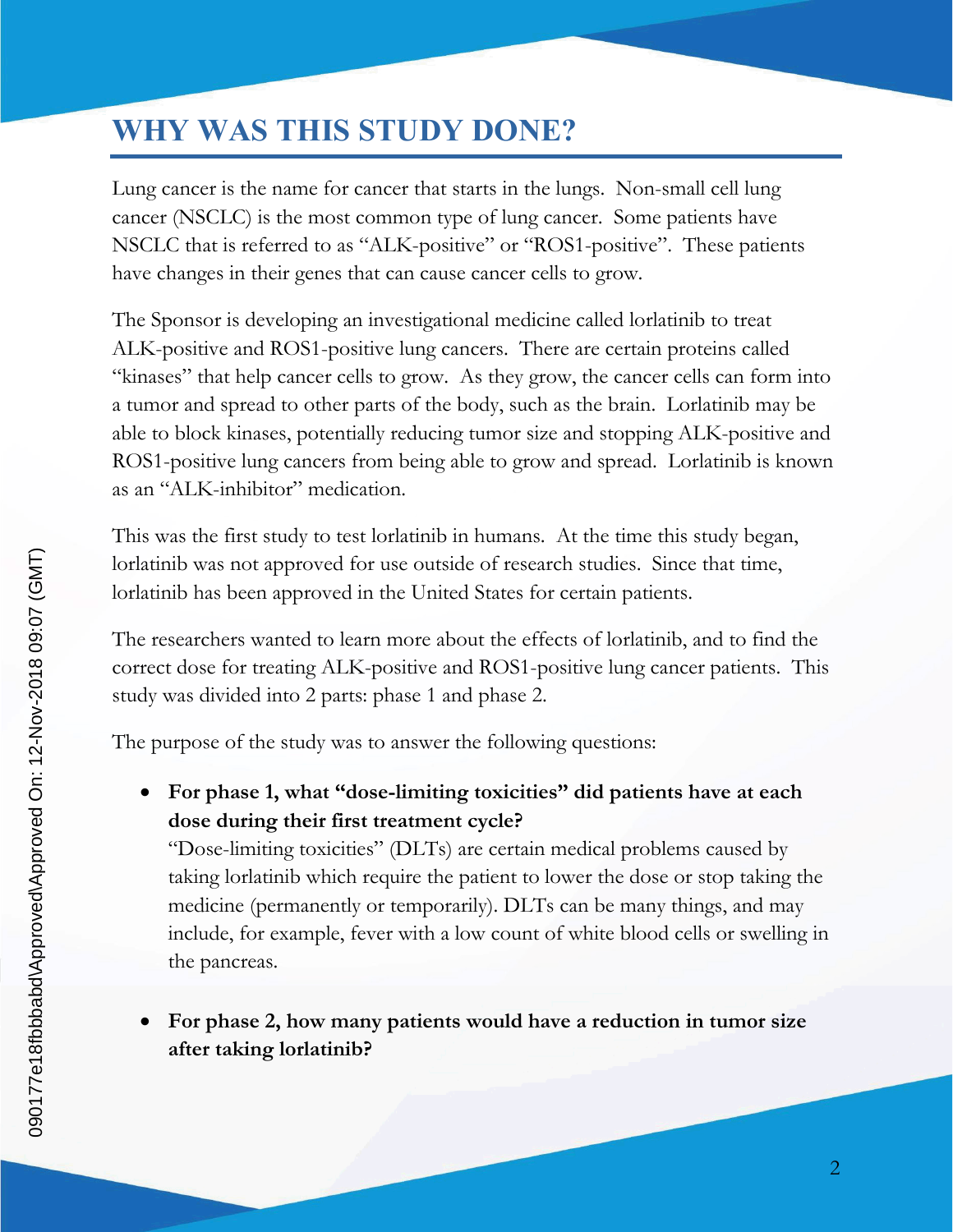# WHY WAS THIS STUDY DONE?

Lung cancer is the name for cancer that starts in the lungs. Non-small cell lung cancer (NSCLC) is the most common type of lung cancer. Some patients have NSCLC that is referred to as "ALK-positive" or "ROS1-positive". These patients have changes in their genes that can cause cancer cells to grow.

The Sponsor is developing an investigational medicine called lorlatinib to treat ALK-positive and ROS1-positive lung cancers. There are certain proteins called "kinases" that help cancer cells to grow. As they grow, the cancer cells can form into a tumor and spread to other parts of the body, such as the brain. Lorlatinib may be able to block kinases, potentially reducing tumor size and stopping ALK-positive and ROS1-positive lung cancers from being able to grow and spread. Lorlatinib is known as an "ALK-inhibitor" medication.

This was the first study to test lorlatinib in humans. At the time this study began, lorlatinib was not approved for use outside of research studies. Since that time, lorlatinib has been approved in the United States for certain patients.

The researchers wanted to learn more about the effects of lorlatinib, and to find the correct dose for treating ALK-positive and ROS1-positive lung cancer patients. This study was divided into 2 parts: phase 1 and phase 2.

The purpose of the study was to answer the following questions:

- **For phase 1, what "dose-limiting toxicities" did patients have at each dose during their first treatment cycle?**
  "Dose-limiting toxicities" (DLTs) are certain medical problems caused by taking lorlatinib which require the patient to lower the dose or stop taking the medicine (permanently or temporarily). DLTs can be many things, and may include, for example, fever with a low count of white blood cells or swelling in the pancreas.

- **For phase 2, how many patients would have a reduction in tumor size after taking lorlatinib?**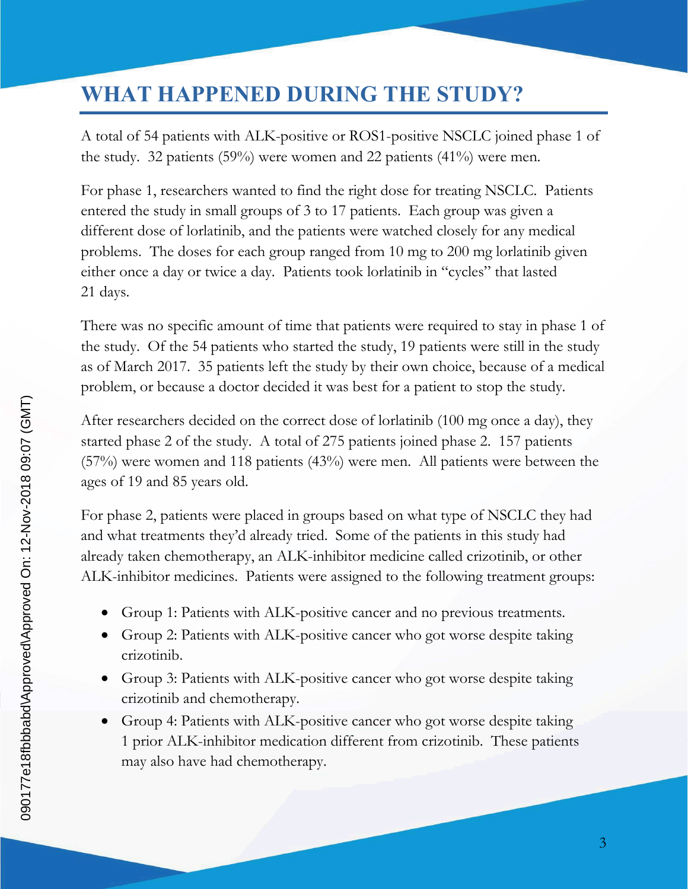# WHAT HAPPENED DURING THE STUDY?

A total of 54 patients with ALK-positive or ROS1-positive NSCLC joined phase 1 of the study. 32 patients (59%) were women and 22 patients (41%) were men.

For phase 1, researchers wanted to find the right dose for treating NSCLC. Patients entered the study in small groups of 3 to 17 patients. Each group was given a different dose of lorlatinib, and the patients were watched closely for any medical problems. The doses for each group ranged from 10 mg to 200 mg lorlatinib given either once a day or twice a day. Patients took lorlatinib in "cycles" that lasted 21 days.

There was no specific amount of time that patients were required to stay in phase 1 of the study. Of the 54 patients who started the study, 19 patients were still in the study as of March 2017. 35 patients left the study by their own choice, because of a medical problem, or because a doctor decided it was best for a patient to stop the study.

After researchers decided on the correct dose of lorlatinib (100 mg once a day), they started phase 2 of the study. A total of 275 patients joined phase 2. 157 patients (57%) were women and 118 patients (43%) were men. All patients were between the ages of 19 and 85 years old.

For phase 2, patients were placed in groups based on what type of NSCLC they had and what treatments they'd already tried. Some of the patients in this study had already taken chemotherapy, an ALK-inhibitor medicine called crizotinib, or other ALK-inhibitor medicines. Patients were assigned to the following treatment groups:

- Group 1: Patients with ALK-positive cancer and no previous treatments.
- Group 2: Patients with ALK-positive cancer who got worse despite taking crizotinib.
- Group 3: Patients with ALK-positive cancer who got worse despite taking crizotinib and chemotherapy.
- Group 4: Patients with ALK-positive cancer who got worse despite taking 1 prior ALK-inhibitor medication different from crizotinib. These patients may also have had chemotherapy.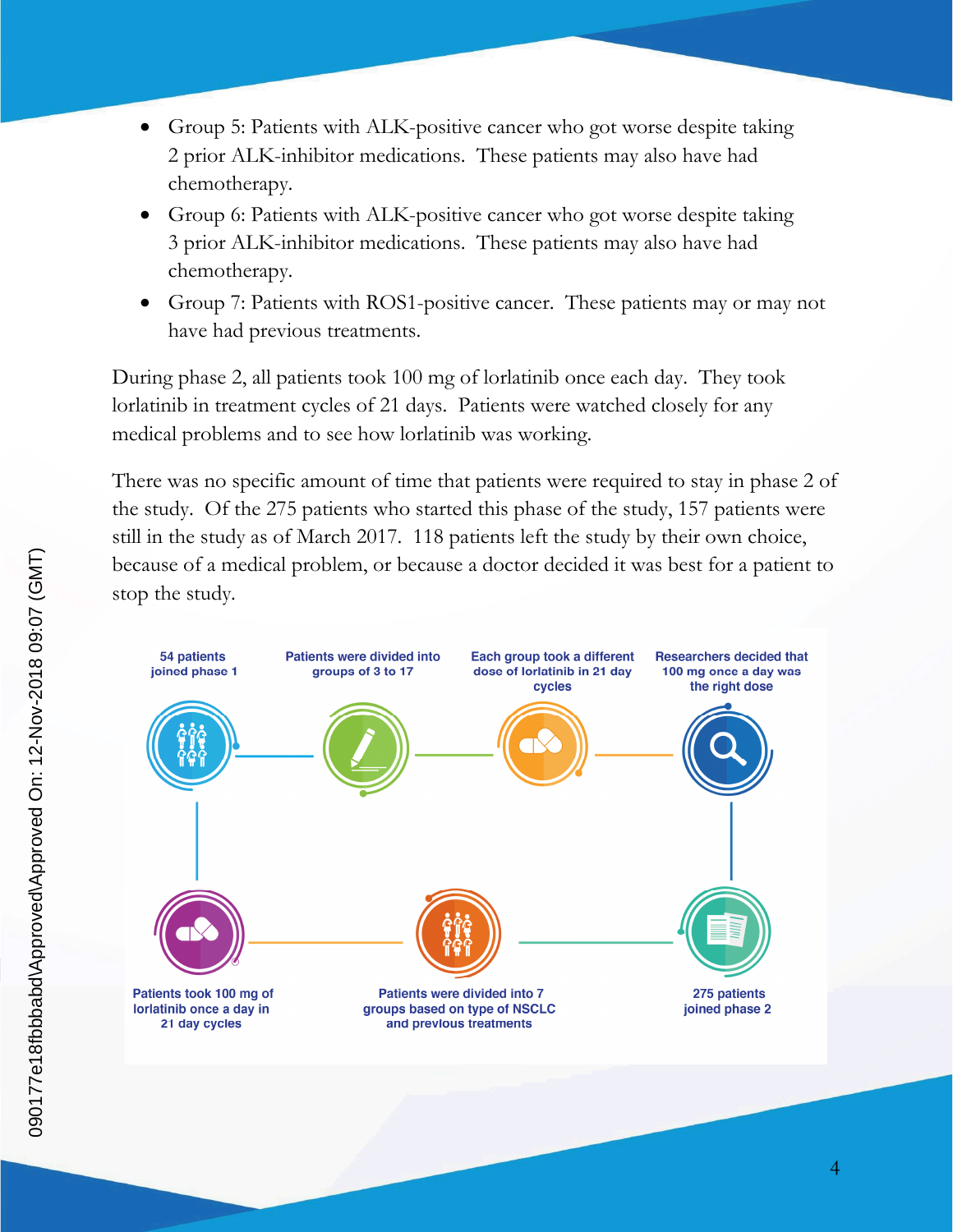- Group 5: Patients with ALK-positive cancer who got worse despite taking 2 prior ALK-inhibitor medications. These patients may also have had chemotherapy.
- Group 6: Patients with ALK-positive cancer who got worse despite taking 3 prior ALK-inhibitor medications. These patients may also have had chemotherapy.
- Group 7: Patients with ROS1-positive cancer. These patients may or may not have had previous treatments.

During phase 2, all patients took 100 mg of lorlatinib once each day. They took lorlatinib in treatment cycles of 21 days. Patients were watched closely for any medical problems and to see how lorlatinib was working.

There was no specific amount of time that patients were required to stay in phase 2 of the study. Of the 275 patients who started this phase of the study, 157 patients were still in the study as of March 2017. 118 patients left the study by their own choice, because of a medical problem, or because a doctor decided it was best for a patient to stop the study.

54 patients joined phase 1

Patients were divided into groups of 3 to 17

Each group took a different dose of lorlatinib in 21 day cycles

Researchers decided that 100 mg once a day was the right dose

275 patients joined phase 2

Patients were divided into 7 groups based on type of NSCLC and previous treatments

Patients took 100 mg of lorlatinib once a day in 21 day cycles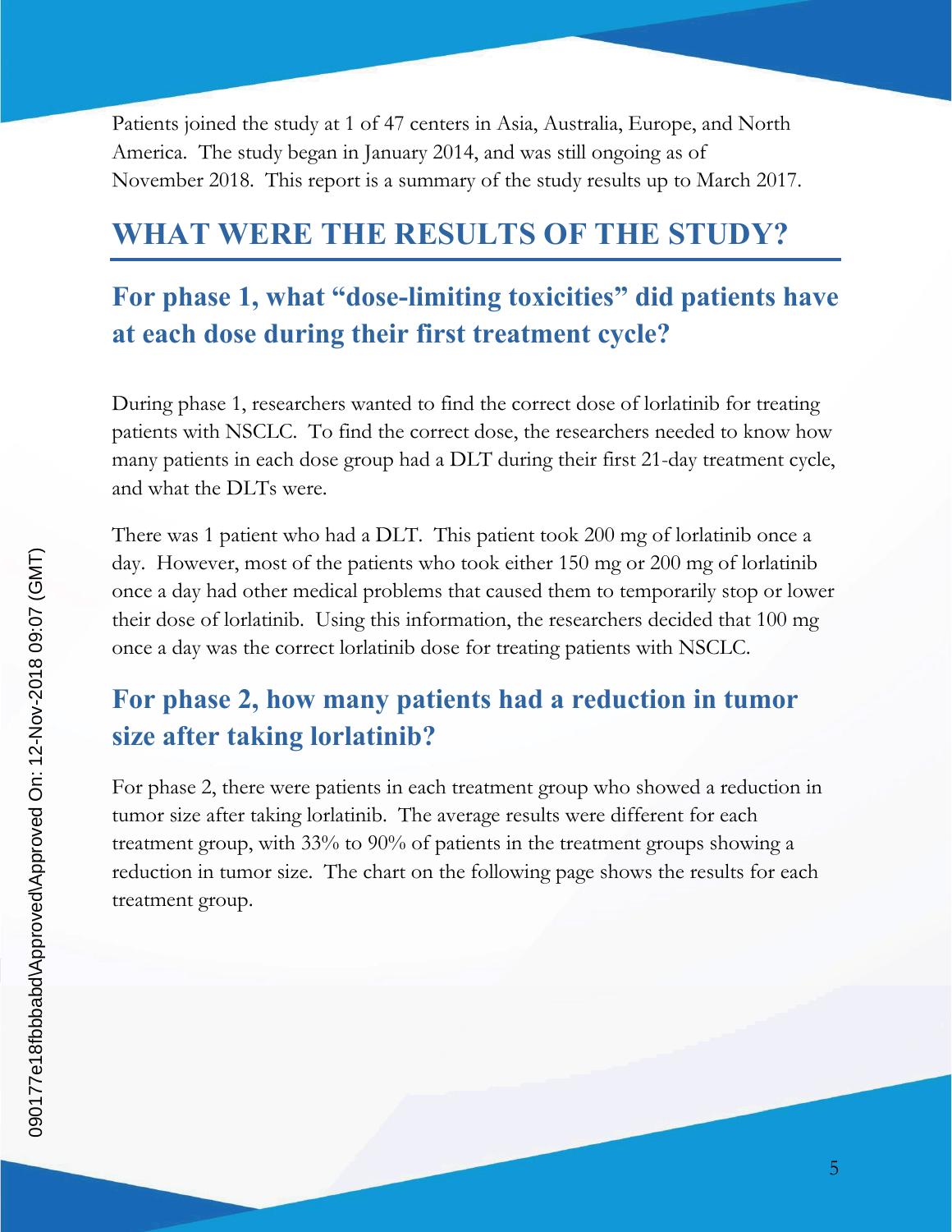Patients joined the study at 1 of 47 centers in Asia, Australia, Europe, and North America. The study began in January 2014, and was still ongoing as of November 2018. This report is a summary of the study results up to March 2017.

# WHAT WERE THE RESULTS OF THE STUDY?

## For phase 1, what "dose-limiting toxicities" did patients have at each dose during their first treatment cycle?

During phase 1, researchers wanted to find the correct dose of lorlatinib for treating patients with NSCLC. To find the correct dose, the researchers needed to know how many patients in each dose group had a DLT during their first 21-day treatment cycle, and what the DLTs were.

There was 1 patient who had a DLT. This patient took 200 mg of lorlatinib once a day. However, most of the patients who took either 150 mg or 200 mg of lorlatinib once a day had other medical problems that caused them to temporarily stop or lower their dose of lorlatinib. Using this information, the researchers decided that 100 mg once a day was the correct lorlatinib dose for treating patients with NSCLC.

## For phase 2, how many patients had a reduction in tumor size after taking lorlatinib?

For phase 2, there were patients in each treatment group who showed a reduction in tumor size after taking lorlatinib. The average results were different for each treatment group, with 33% to 90% of patients in the treatment groups showing a reduction in tumor size. The chart on the following page shows the results for each treatment group.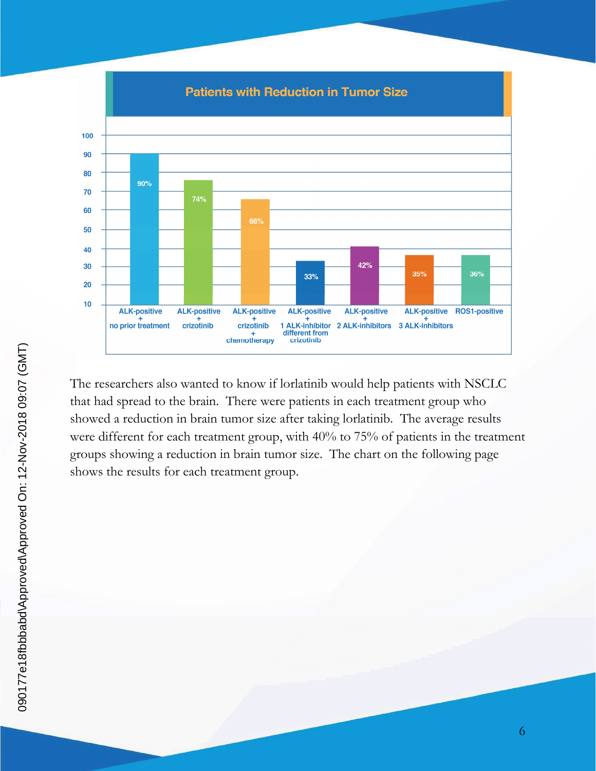**Patients with Reduction in Tumor Size**

| Treatment group | Patients with reduction in tumor size |
|---|---|
| ALK-positive + no prior treatment | 90% |
| ALK-positive + crizotinib | 74% |
| ALK-positive + crizotinib + chemotherapy | 66% |
| ALK-positive + 1 ALK-inhibitor different from crizotinib | 33% |
| ALK-positive + 2 ALK-inhibitors | 42% |
| ALK-positive + 3 ALK-inhibitors | 35% |
| ROS1-positive | 36% |

The researchers also wanted to know if lorlatinib would help patients with NSCLC that had spread to the brain. There were patients in each treatment group who showed a reduction in brain tumor size after taking lorlatinib. The average results were different for each treatment group, with 40% to 75% of patients in the treatment groups showing a reduction in brain tumor size. The chart on the following page shows the results for each treatment group.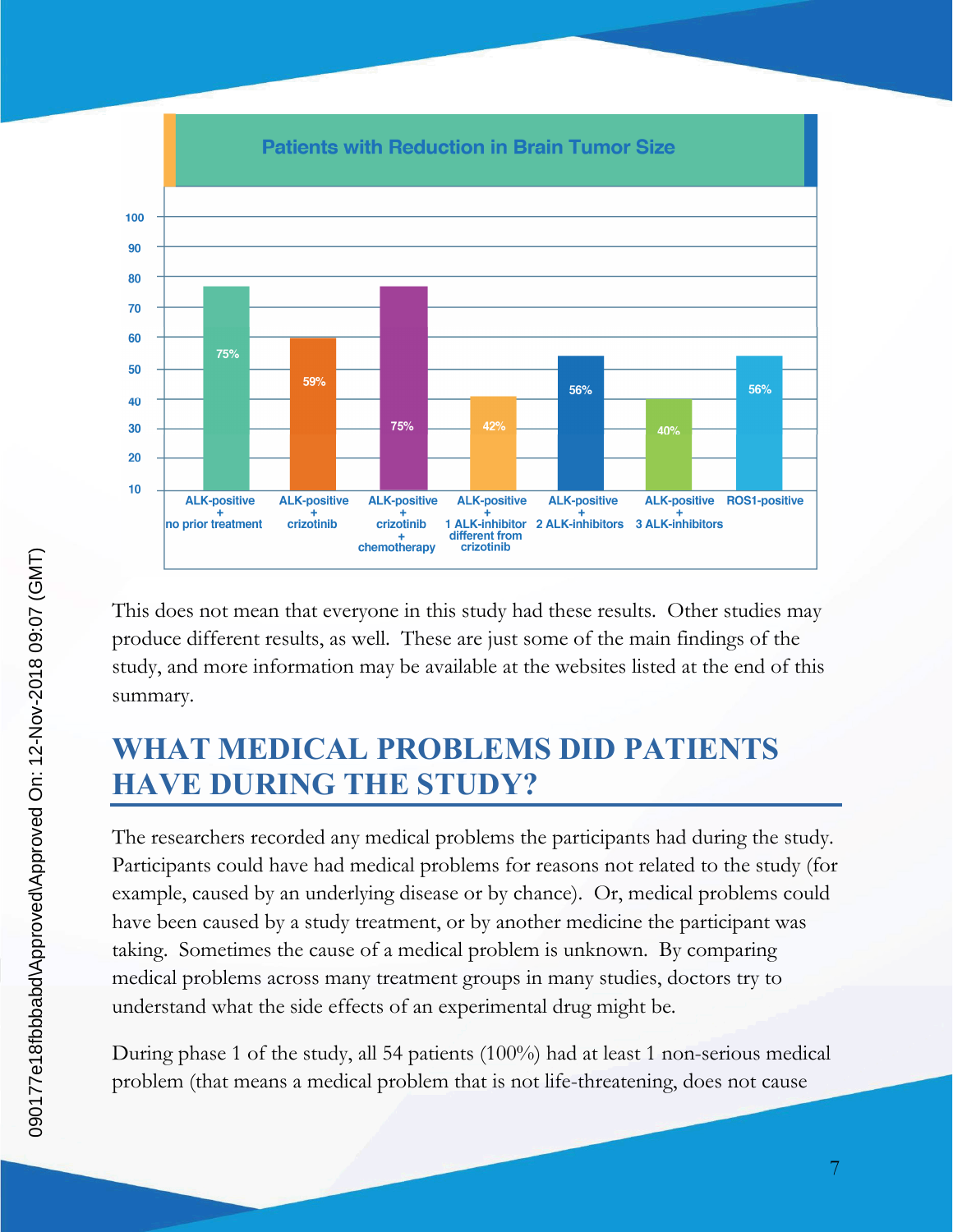**Patients with Reduction in Brain Tumor Size**

| Group | Patients with Reduction in Brain Tumor Size |
| --- | --- |
| ALK-positive + no prior treatment | 75% |
| ALK-positive + crizotinib | 59% |
| ALK-positive + crizotinib + chemotherapy | 75% |
| ALK-positive + 1 ALK-inhibitor different from crizotinib | 42% |
| ALK-positive + 2 ALK-inhibitors | 56% |
| ALK-positive + 3 ALK-inhibitors | 40% |
| ROS1-positive | 56% |

This does not mean that everyone in this study had these results. Other studies may produce different results, as well. These are just some of the main findings of the study, and more information may be available at the websites listed at the end of this summary.

## WHAT MEDICAL PROBLEMS DID PATIENTS HAVE DURING THE STUDY?

The researchers recorded any medical problems the participants had during the study. Participants could have had medical problems for reasons not related to the study (for example, caused by an underlying disease or by chance). Or, medical problems could have been caused by a study treatment, or by another medicine the participant was taking. Sometimes the cause of a medical problem is unknown. By comparing medical problems across many treatment groups in many studies, doctors try to understand what the side effects of an experimental drug might be.

During phase 1 of the study, all 54 patients (100%) had at least 1 non-serious medical problem (that means a medical problem that is not life-threatening, does not cause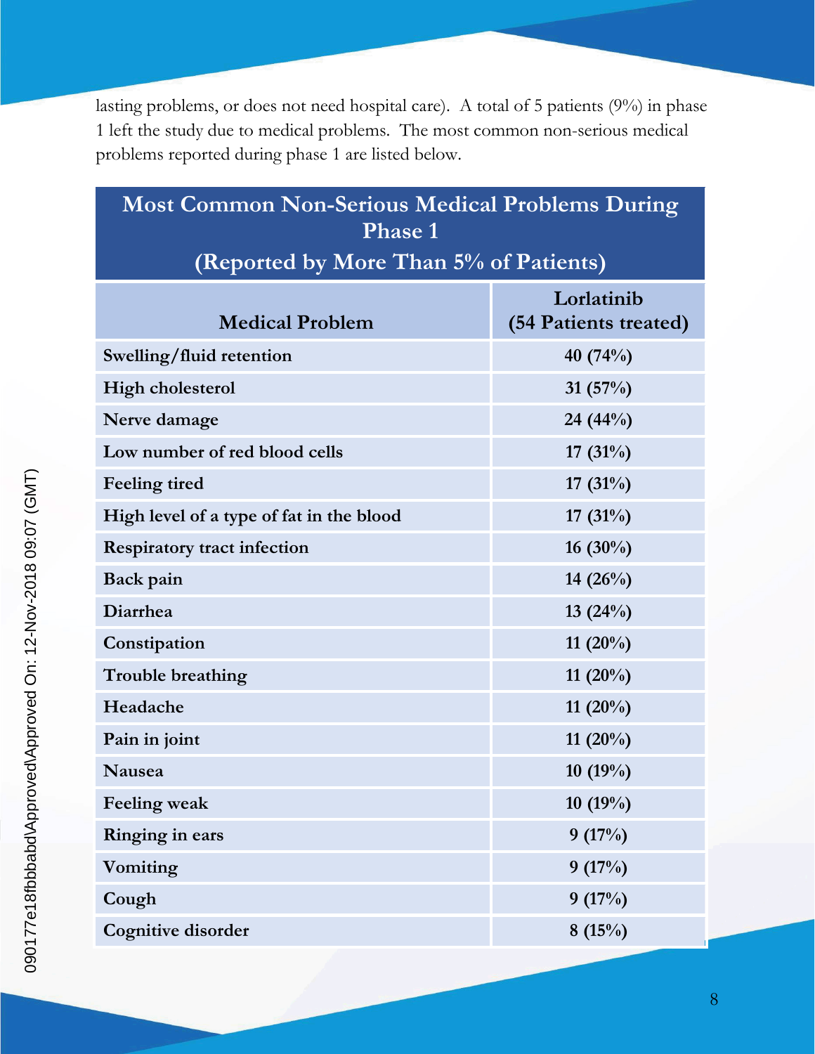lasting problems, or does not need hospital care). A total of 5 patients (9%) in phase 1 left the study due to medical problems. The most common non-serious medical problems reported during phase 1 are listed below.

| Most Common Non-Serious Medical Problems During Phase 1 (Reported by More Than 5% of Patients) | |
|---|---|
| **Medical Problem** | **Lorlatinib (54 Patients treated)** |
| Swelling/fluid retention | 40 (74%) |
| High cholesterol | 31 (57%) |
| Nerve damage | 24 (44%) |
| Low number of red blood cells | 17 (31%) |
| Feeling tired | 17 (31%) |
| High level of a type of fat in the blood | 17 (31%) |
| Respiratory tract infection | 16 (30%) |
| Back pain | 14 (26%) |
| Diarrhea | 13 (24%) |
| Constipation | 11 (20%) |
| Trouble breathing | 11 (20%) |
| Headache | 11 (20%) |
| Pain in joint | 11 (20%) |
| Nausea | 10 (19%) |
| Feeling weak | 10 (19%) |
| Ringing in ears | 9 (17%) |
| Vomiting | 9 (17%) |
| Cough | 9 (17%) |
| Cognitive disorder | 8 (15%) |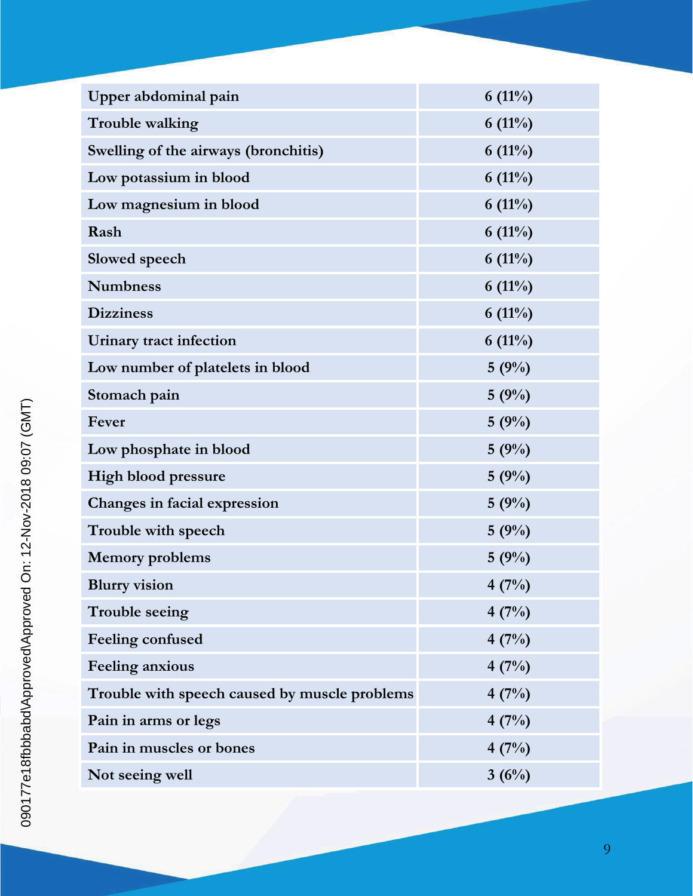| | |
|---|---|
| Upper abdominal pain | 6 (11%) |
| Trouble walking | 6 (11%) |
| Swelling of the airways (bronchitis) | 6 (11%) |
| Low potassium in blood | 6 (11%) |
| Low magnesium in blood | 6 (11%) |
| Rash | 6 (11%) |
| Slowed speech | 6 (11%) |
| Numbness | 6 (11%) |
| Dizziness | 6 (11%) |
| Urinary tract infection | 6 (11%) |
| Low number of platelets in blood | 5 (9%) |
| Stomach pain | 5 (9%) |
| Fever | 5 (9%) |
| Low phosphate in blood | 5 (9%) |
| High blood pressure | 5 (9%) |
| Changes in facial expression | 5 (9%) |
| Trouble with speech | 5 (9%) |
| Memory problems | 5 (9%) |
| Blurry vision | 4 (7%) |
| Trouble seeing | 4 (7%) |
| Feeling confused | 4 (7%) |
| Feeling anxious | 4 (7%) |
| Trouble with speech caused by muscle problems | 4 (7%) |
| Pain in arms or legs | 4 (7%) |
| Pain in muscles or bones | 4 (7%) |
| Not seeing well | 3 (6%) |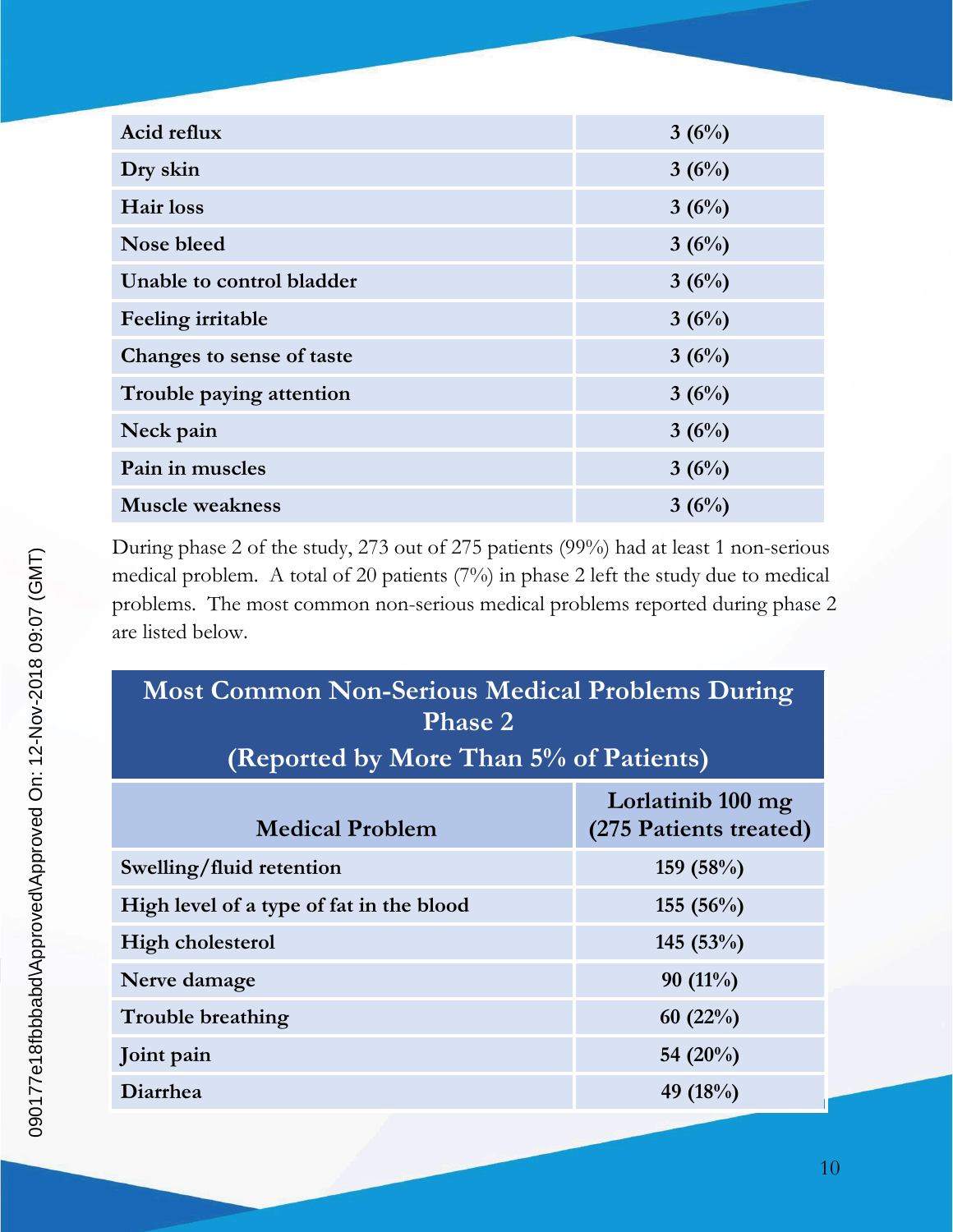| | |
|---|---|
| Acid reflux | 3 (6%) |
| Dry skin | 3 (6%) |
| Hair loss | 3 (6%) |
| Nose bleed | 3 (6%) |
| Unable to control bladder | 3 (6%) |
| Feeling irritable | 3 (6%) |
| Changes to sense of taste | 3 (6%) |
| Trouble paying attention | 3 (6%) |
| Neck pain | 3 (6%) |
| Pain in muscles | 3 (6%) |
| Muscle weakness | 3 (6%) |

During phase 2 of the study, 273 out of 275 patients (99%) had at least 1 non-serious medical problem. A total of 20 patients (7%) in phase 2 left the study due to medical problems. The most common non-serious medical problems reported during phase 2 are listed below.

**Most Common Non-Serious Medical Problems During Phase 2 (Reported by More Than 5% of Patients)**

| Medical Problem | Lorlatinib 100 mg (275 Patients treated) |
|---|---|
| Swelling/fluid retention | 159 (58%) |
| High level of a type of fat in the blood | 155 (56%) |
| High cholesterol | 145 (53%) |
| Nerve damage | 90 (11%) |
| Trouble breathing | 60 (22%) |
| Joint pain | 54 (20%) |
| Diarrhea | 49 (18%) |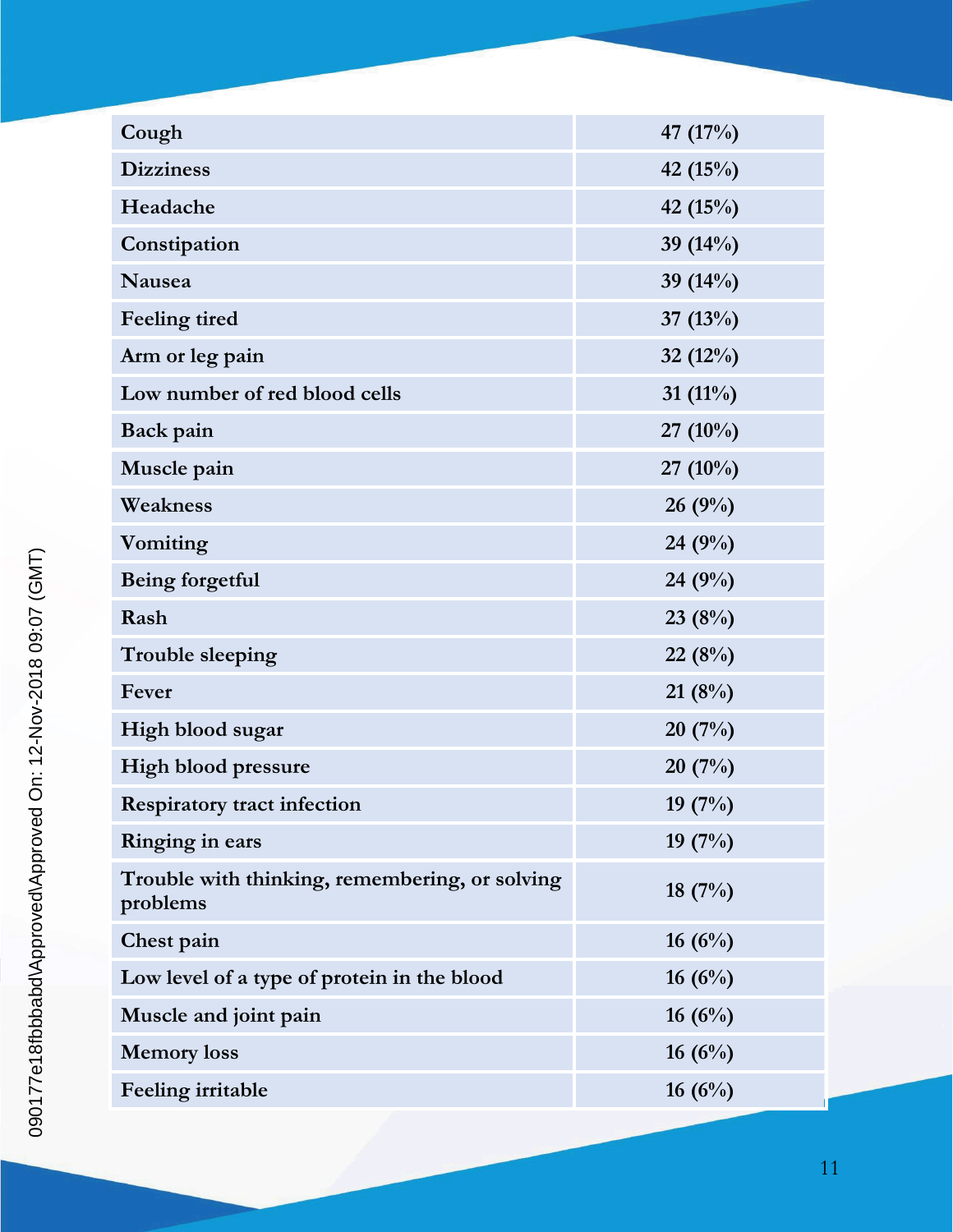| Cough | 47 (17%) |
|---|---|
| Dizziness | 42 (15%) |
| Headache | 42 (15%) |
| Constipation | 39 (14%) |
| Nausea | 39 (14%) |
| Feeling tired | 37 (13%) |
| Arm or leg pain | 32 (12%) |
| Low number of red blood cells | 31 (11%) |
| Back pain | 27 (10%) |
| Muscle pain | 27 (10%) |
| Weakness | 26 (9%) |
| Vomiting | 24 (9%) |
| Being forgetful | 24 (9%) |
| Rash | 23 (8%) |
| Trouble sleeping | 22 (8%) |
| Fever | 21 (8%) |
| High blood sugar | 20 (7%) |
| High blood pressure | 20 (7%) |
| Respiratory tract infection | 19 (7%) |
| Ringing in ears | 19 (7%) |
| Trouble with thinking, remembering, or solving problems | 18 (7%) |
| Chest pain | 16 (6%) |
| Low level of a type of protein in the blood | 16 (6%) |
| Muscle and joint pain | 16 (6%) |
| Memory loss | 16 (6%) |
| Feeling irritable | 16 (6%) |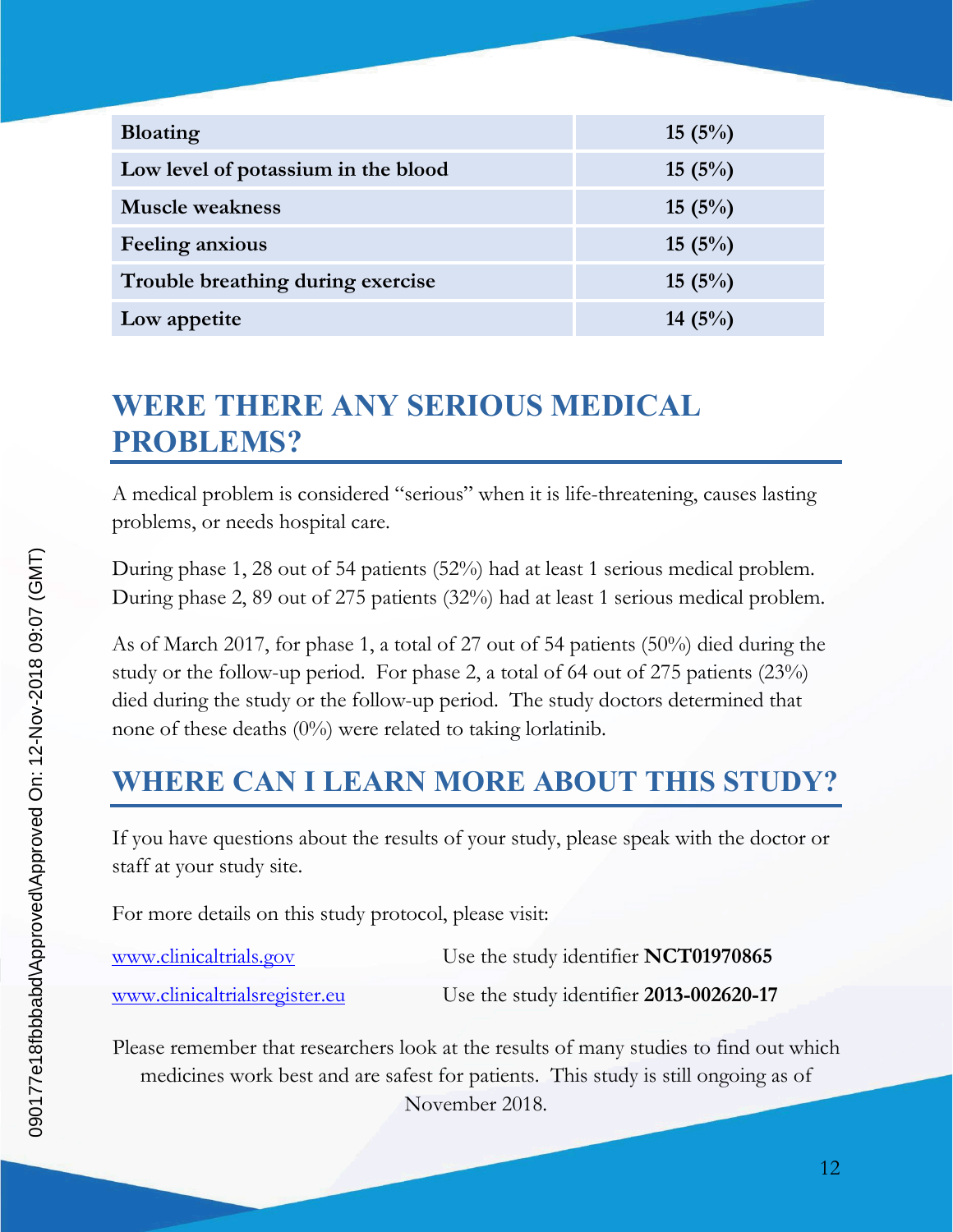| Bloating | 15 (5%) |
| --- | --- |
| Low level of potassium in the blood | 15 (5%) |
| Muscle weakness | 15 (5%) |
| Feeling anxious | 15 (5%) |
| Trouble breathing during exercise | 15 (5%) |
| Low appetite | 14 (5%) |

## WERE THERE ANY SERIOUS MEDICAL PROBLEMS?

A medical problem is considered "serious" when it is life-threatening, causes lasting problems, or needs hospital care.

During phase 1, 28 out of 54 patients (52%) had at least 1 serious medical problem. During phase 2, 89 out of 275 patients (32%) had at least 1 serious medical problem.

As of March 2017, for phase 1, a total of 27 out of 54 patients (50%) died during the study or the follow-up period. For phase 2, a total of 64 out of 275 patients (23%) died during the study or the follow-up period. The study doctors determined that none of these deaths (0%) were related to taking lorlatinib.

## WHERE CAN I LEARN MORE ABOUT THIS STUDY?

If you have questions about the results of your study, please speak with the doctor or staff at your study site.

For more details on this study protocol, please visit:

www.clinicaltrials.gov — Use the study identifier **NCT01970865**

www.clinicaltrialsregister.eu — Use the study identifier **2013-002620-17**

Please remember that researchers look at the results of many studies to find out which medicines work best and are safest for patients. This study is still ongoing as of November 2018.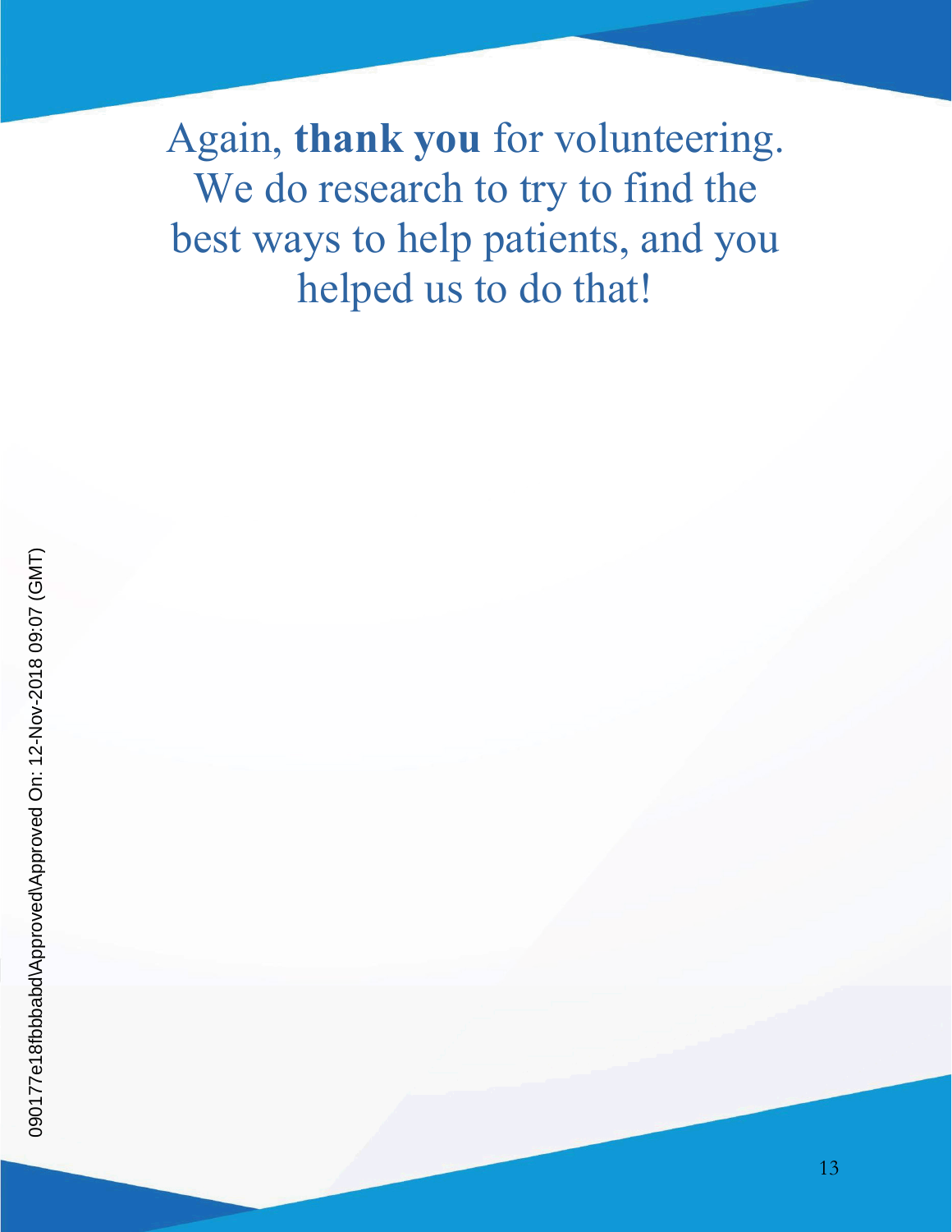Again, **thank you** for volunteering. We do research to try to find the best ways to help patients, and you helped us to do that!